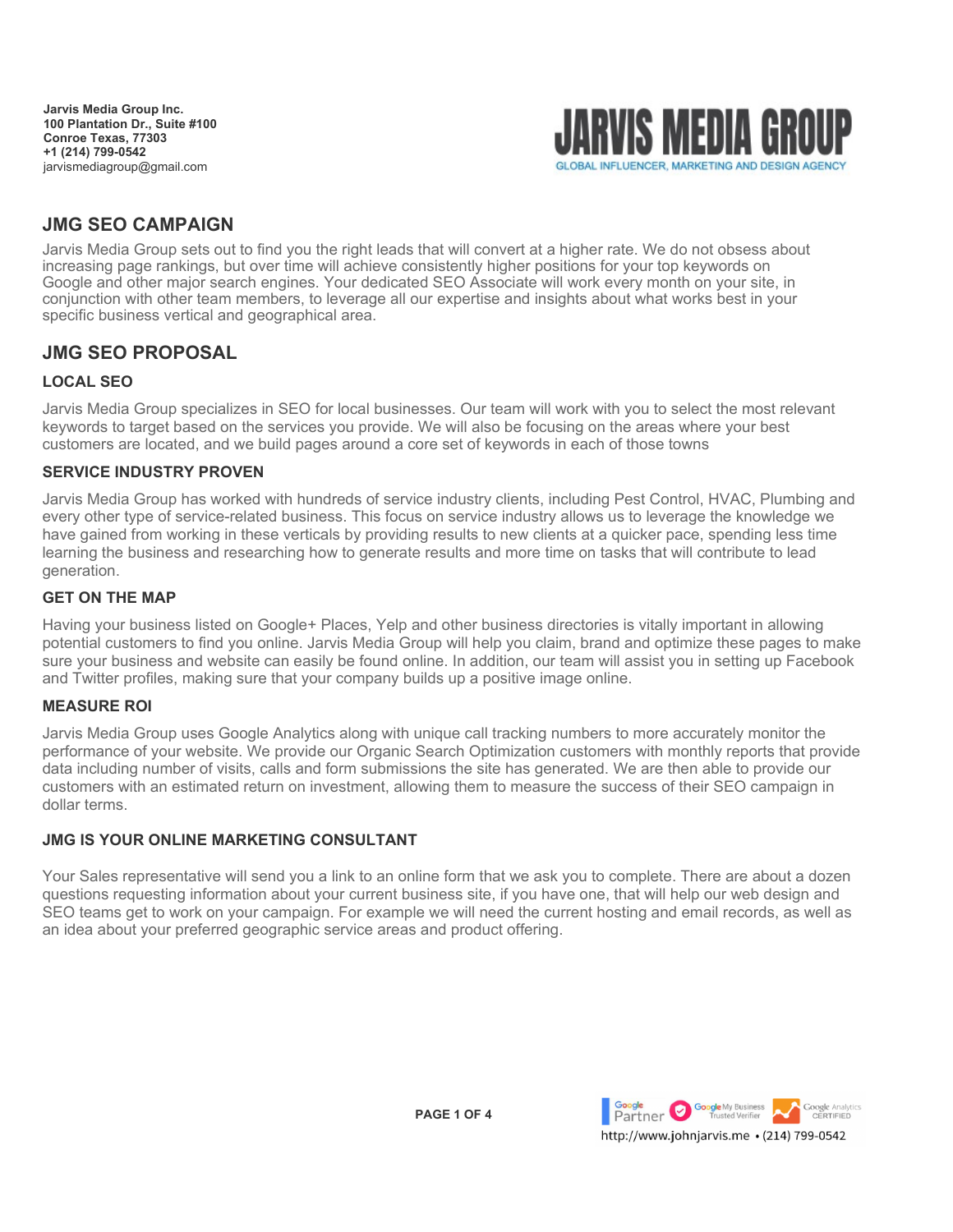**Jarvis Media Group Inc.**
**100 Plantation Dr., Suite #100**
**Conroe Texas, 77303**
**+1 (214) 799-0542**
jarvismediagroup@gmail.com

JARVIS MEDIA GROUP
GLOBAL INFLUENCER, MARKETING AND DESIGN AGENCY

## JMG SEO CAMPAIGN

Jarvis Media Group sets out to find you the right leads that will convert at a higher rate. We do not obsess about increasing page rankings, but over time will achieve consistently higher positions for your top keywords on Google and other major search engines. Your dedicated SEO Associate will work every month on your site, in conjunction with other team members, to leverage all our expertise and insights about what works best in your specific business vertical and geographical area.

## JMG SEO PROPOSAL

### LOCAL SEO

Jarvis Media Group specializes in SEO for local businesses. Our team will work with you to select the most relevant keywords to target based on the services you provide. We will also be focusing on the areas where your best customers are located, and we build pages around a core set of keywords in each of those towns

### SERVICE INDUSTRY PROVEN

Jarvis Media Group has worked with hundreds of service industry clients, including Pest Control, HVAC, Plumbing and every other type of service-related business. This focus on service industry allows us to leverage the knowledge we have gained from working in these verticals by providing results to new clients at a quicker pace, spending less time learning the business and researching how to generate results and more time on tasks that will contribute to lead generation.

### GET ON THE MAP

Having your business listed on Google+ Places, Yelp and other business directories is vitally important in allowing potential customers to find you online. Jarvis Media Group will help you claim, brand and optimize these pages to make sure your business and website can easily be found online. In addition, our team will assist you in setting up Facebook and Twitter profiles, making sure that your company builds up a positive image online.

### MEASURE ROI

Jarvis Media Group uses Google Analytics along with unique call tracking numbers to more accurately monitor the performance of your website. We provide our Organic Search Optimization customers with monthly reports that provide data including number of visits, calls and form submissions the site has generated. We are then able to provide our customers with an estimated return on investment, allowing them to measure the success of their SEO campaign in dollar terms.

### JMG IS YOUR ONLINE MARKETING CONSULTANT

Your Sales representative will send you a link to an online form that we ask you to complete. There are about a dozen questions requesting information about your current business site, if you have one, that will help our web design and SEO teams get to work on your campaign. For example we will need the current hosting and email records, as well as an idea about your preferred geographic service areas and product offering.

Google Partner · Google My Business Trusted Verifier · Google Analytics CERTIFIED

http://www.johnjarvis.me • (214) 799-0542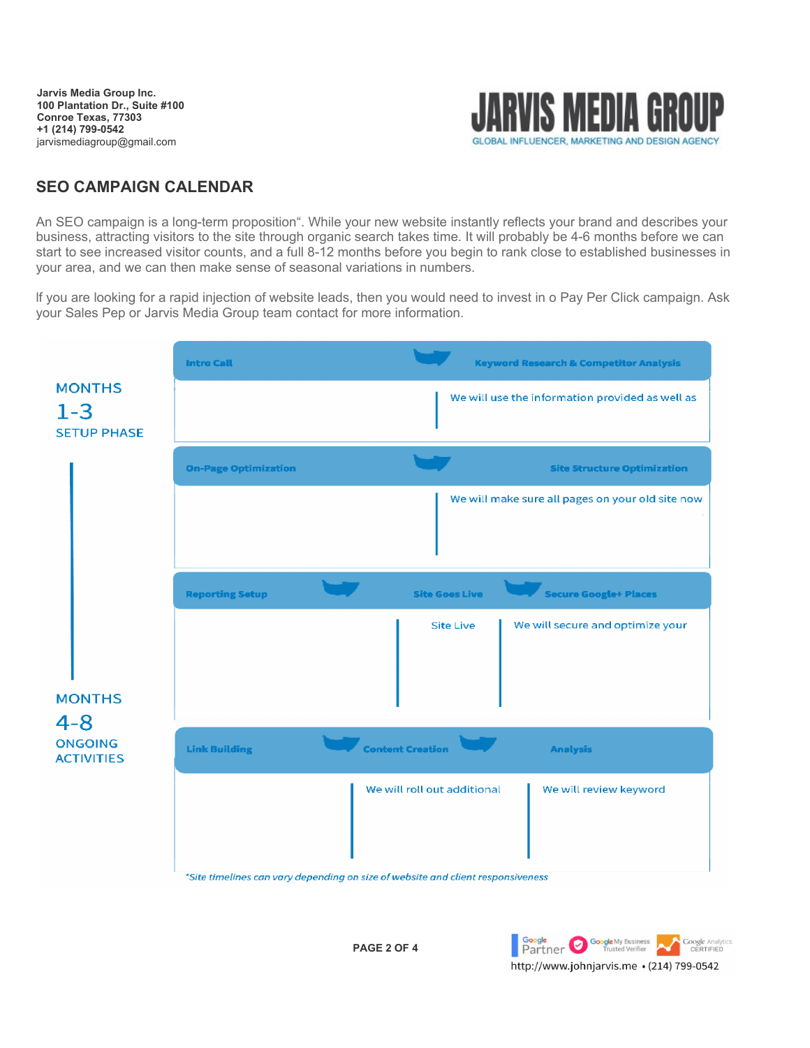**Jarvis Media Group Inc.**
**100 Plantation Dr., Suite #100**
**Conroe Texas, 77303**
**+1 (214) 799-0542**
jarvismediagroup@gmail.com

**JARVIS MEDIA GROUP**
GLOBAL INFLUENCER, MARKETING AND DESIGN AGENCY

## SEO CAMPAIGN CALENDAR

An SEO campaign is a long-term proposition". While your new website instantly reflects your brand and describes your business, attracting visitors to the site through organic search takes time. It will probably be 4-6 months before we can start to see increased visitor counts, and a full 8-12 months before you begin to rank close to established businesses in your area, and we can then make sense of seasonal variations in numbers.

If you are looking for a rapid injection of website leads, then you would need to invest in o Pay Per Click campaign. Ask your Sales Pep or Jarvis Media Group team contact for more information.

**MONTHS 1-3 SETUP PHASE**

| Intro Call | Keyword Research & Competitor Analysis |
|---|---|
| | We will use the information provided as well as |

| On-Page Optimization | Site Structure Optimization |
|---|---|
| | We will make sure all pages on your old site now |

| Reporting Setup | Site Goes Live | Secure Google+ Places |
|---|---|---|
| | Site Live | We will secure and optimize your |

**MONTHS 4-8 ONGOING ACTIVITIES**

| Link Building | Content Creation | Analysis |
|---|---|---|
| | We will roll out additional | We will review keyword |

*\*Site timelines can vary depending on size of website and client responsiveness*

Google Partner · Google My Business Trusted Verifier · Google Analytics CERTIFIED

http://www.johnjarvis.me • (214) 799-0542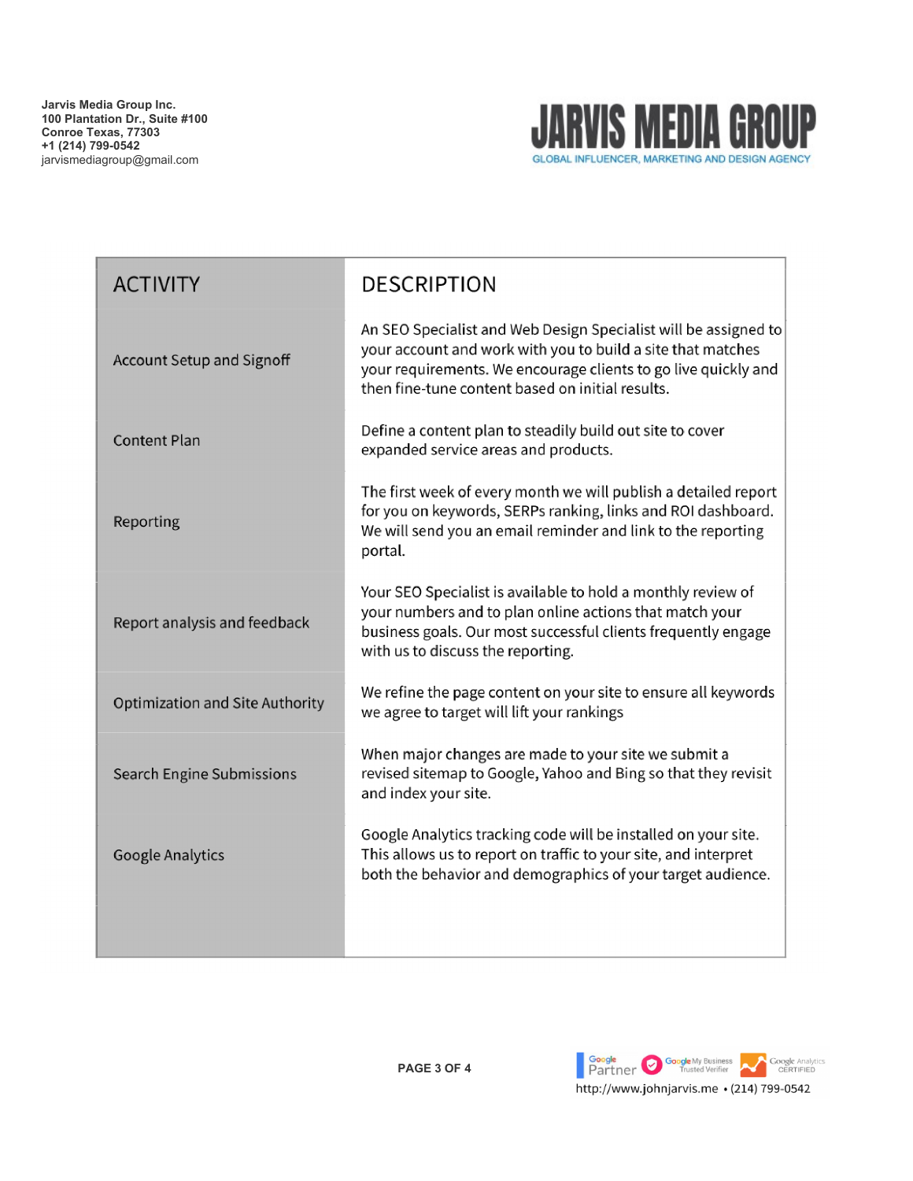Jarvis Media Group Inc.
100 Plantation Dr., Suite #100
Conroe Texas, 77303
+1 (214) 799-0542
jarvismediagroup@gmail.com

**JARVIS MEDIA GROUP**
GLOBAL INFLUENCER, MARKETING AND DESIGN AGENCY

| ACTIVITY | DESCRIPTION |
| --- | --- |
| Account Setup and Signoff | An SEO Specialist and Web Design Specialist will be assigned to your account and work with you to build a site that matches your requirements. We encourage clients to go live quickly and then fine-tune content based on initial results. |
| Content Plan | Define a content plan to steadily build out site to cover expanded service areas and products. |
| Reporting | The first week of every month we will publish a detailed report for you on keywords, SERPs ranking, links and ROI dashboard. We will send you an email reminder and link to the reporting portal. |
| Report analysis and feedback | Your SEO Specialist is available to hold a monthly review of your numbers and to plan online actions that match your business goals. Our most successful clients frequently engage with us to discuss the reporting. |
| Optimization and Site Authority | We refine the page content on your site to ensure all keywords we agree to target will lift your rankings |
| Search Engine Submissions | When major changes are made to your site we submit a revised sitemap to Google, Yahoo and Bing so that they revisit and index your site. |
| Google Analytics | Google Analytics tracking code will be installed on your site. This allows us to report on traffic to your site, and interpret both the behavior and demographics of your target audience. |

Google Partner · Google My Business Trusted Verifier · Google Analytics CERTIFIED
http://www.johnjarvis.me • (214) 799-0542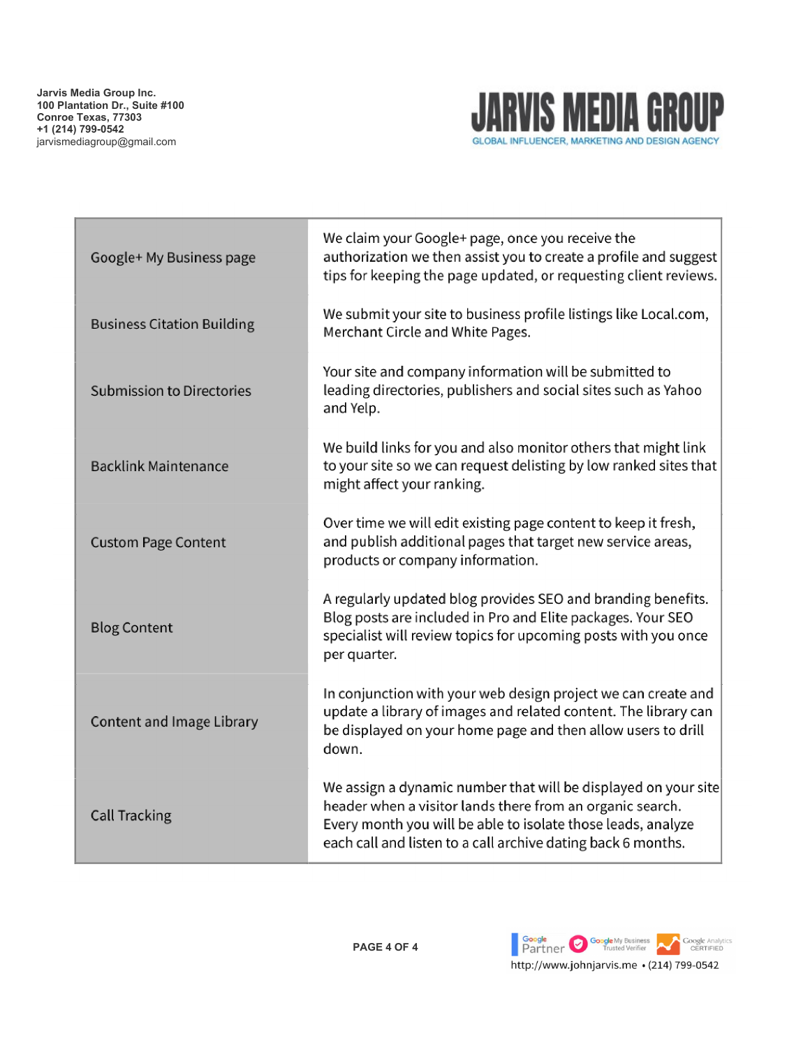Jarvis Media Group Inc.
100 Plantation Dr., Suite #100
Conroe Texas, 77303
+1 (214) 799-0542
jarvismediagroup@gmail.com

JARVIS MEDIA GROUP
GLOBAL INFLUENCER, MARKETING AND DESIGN AGENCY

| | |
|---|---|
| Google+ My Business page | We claim your Google+ page, once you receive the authorization we then assist you to create a profile and suggest tips for keeping the page updated, or requesting client reviews. |
| Business Citation Building | We submit your site to business profile listings like Local.com, Merchant Circle and White Pages. |
| Submission to Directories | Your site and company information will be submitted to leading directories, publishers and social sites such as Yahoo and Yelp. |
| Backlink Maintenance | We build links for you and also monitor others that might link to your site so we can request delisting by low ranked sites that might affect your ranking. |
| Custom Page Content | Over time we will edit existing page content to keep it fresh, and publish additional pages that target new service areas, products or company information. |
| Blog Content | A regularly updated blog provides SEO and branding benefits. Blog posts are included in Pro and Elite packages. Your SEO specialist will review topics for upcoming posts with you once per quarter. |
| Content and Image Library | In conjunction with your web design project we can create and update a library of images and related content. The library can be displayed on your home page and then allow users to drill down. |
| Call Tracking | We assign a dynamic number that will be displayed on your site header when a visitor lands there from an organic search. Every month you will be able to isolate those leads, analyze each call and listen to a call archive dating back 6 months. |

Google Partner · Google My Business Trusted Verifier · Google Analytics CERTIFIED

http://www.johnjarvis.me • (214) 799-0542